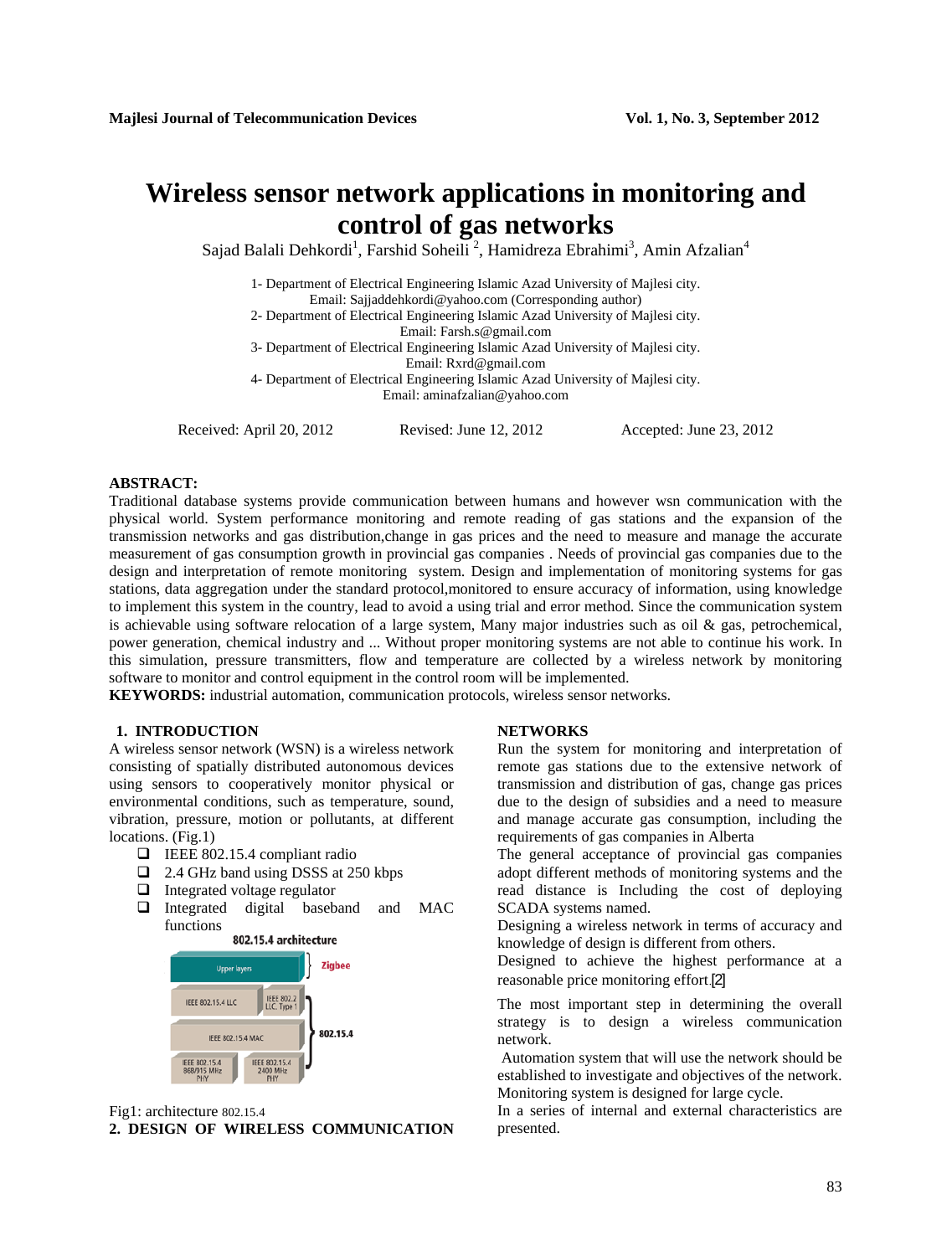# Wireless sensor network applications in monitoring and control of gas networks

Sajad Balali Dehkordi[1], Farshid Soheili [2], Hamidreza Ebrahimi[3], Amin Afzalian[4]

1- Department of Electrical Engineering Islamic Azad University of Majlesi city.
Email: Sajjaddehkordi@yahoo.com (Corresponding author)
2- Department of Electrical Engineering Islamic Azad University of Majlesi city.
Email: Farsh.s@gmail.com
3- Department of Electrical Engineering Islamic Azad University of Majlesi city.
Email: Rxrd@gmail.com
4- Department of Electrical Engineering Islamic Azad University of Majlesi city.
Email: aminafzalian@yahoo.com

Received: April 20, 2012 Revised: June 12, 2012 Accepted: June 23, 2012

**ABSTRACT:**
Traditional database systems provide communication between humans and however wsn communication with the physical world. System performance monitoring and remote reading of gas stations and the expansion of the transmission networks and gas distribution,change in gas prices and the need to measure and manage the accurate measurement of gas consumption growth in provincial gas companies . Needs of provincial gas companies due to the design and interpretation of remote monitoring system. Design and implementation of monitoring systems for gas stations, data aggregation under the standard protocol,monitored to ensure accuracy of information, using knowledge to implement this system in the country, lead to avoid a using trial and error method. Since the communication system is achievable using software relocation of a large system, Many major industries such as oil & gas, petrochemical, power generation, chemical industry and ... Without proper monitoring systems are not able to continue his work. In this simulation, pressure transmitters, flow and temperature are collected by a wireless network by monitoring software to monitor and control equipment in the control room will be implemented.

**KEYWORDS:** industrial automation, communication protocols, wireless sensor networks.

## 1. INTRODUCTION

A wireless sensor network (WSN) is a wireless network consisting of spatially distributed autonomous devices using sensors to cooperatively monitor physical or environmental conditions, such as temperature, sound, vibration, pressure, motion or pollutants, at different locations. (Fig.1)

- IEEE 802.15.4 compliant radio
- 2.4 GHz band using DSSS at 250 kbps
- Integrated voltage regulator
- Integrated digital baseband and MAC functions

802.15.4 architecture

| Upper layers | | Zigbee |
|---|---|---|
| IEEE 802.15.4 LLC | IEEE 802.2 LLC, Type 1 | 802.15.4 |
| IEEE 802.15.4 MAC | | |
| IEEE 802.15.4 868/915 MHz PHY | IEEE 802.15.4 2400 MHz PHY | |

Fig1: architecture 802.15.4

## 2. DESIGN OF WIRELESS COMMUNICATION NETWORKS

Run the system for monitoring and interpretation of remote gas stations due to the extensive network of transmission and distribution of gas, change gas prices due to the design of subsidies and a need to measure and manage accurate gas consumption, including the requirements of gas companies in Alberta

The general acceptance of provincial gas companies adopt different methods of monitoring systems and the read distance is Including the cost of deploying SCADA systems named.

Designing a wireless network in terms of accuracy and knowledge of design is different from others.

Designed to achieve the highest performance at a reasonable price monitoring effort.[2]

The most important step in determining the overall strategy is to design a wireless communication network.

Automation system that will use the network should be established to investigate and objectives of the network. Monitoring system is designed for large cycle.

In a series of internal and external characteristics are presented.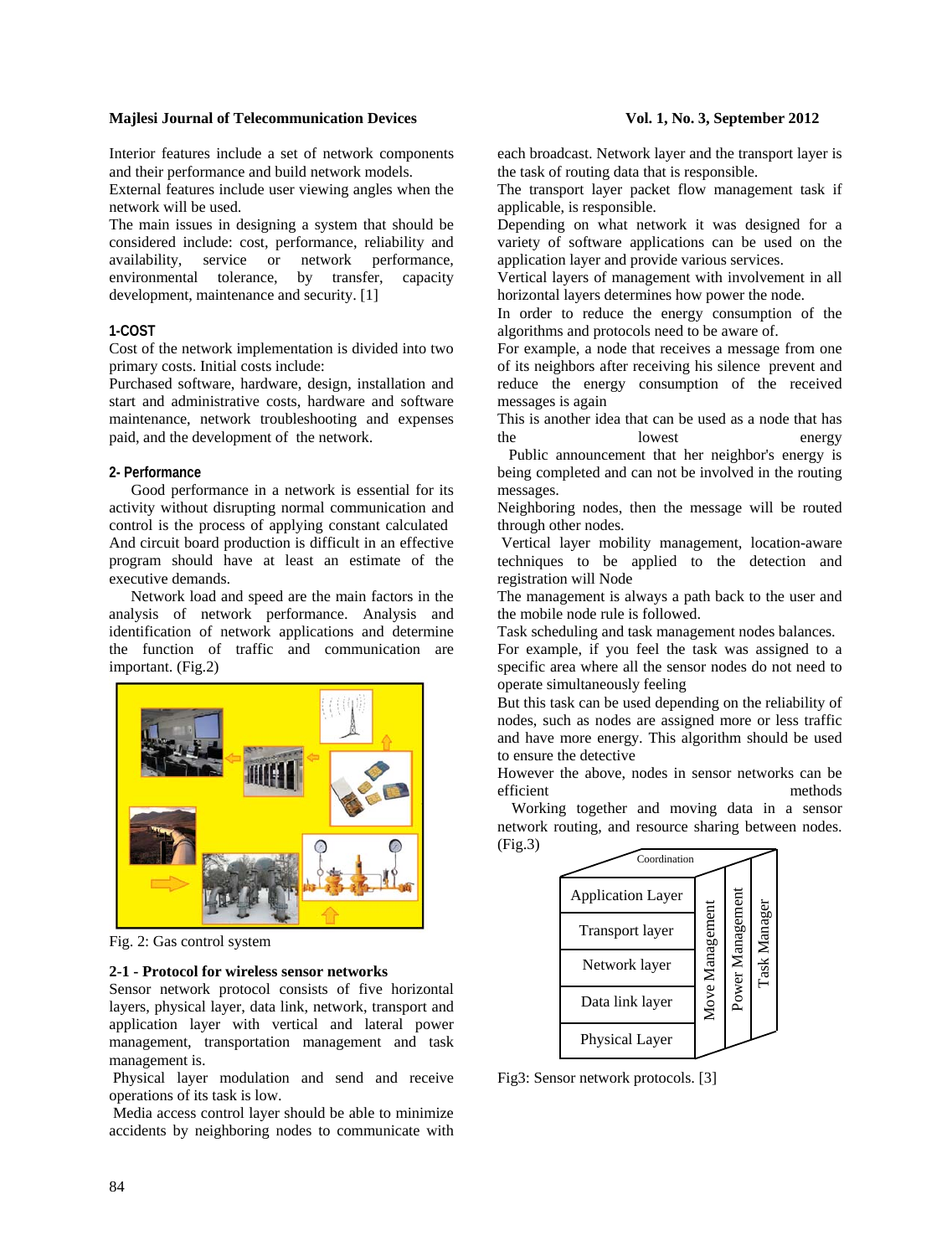Interior features include a set of network components and their performance and build network models.

External features include user viewing angles when the network will be used.

The main issues in designing a system that should be considered include: cost, performance, reliability and availability, service or network performance, environmental tolerance, by transfer, capacity development, maintenance and security. [1]

**1-COST**

Cost of the network implementation is divided into two primary costs. Initial costs include:

Purchased software, hardware, design, installation and start and administrative costs, hardware and software maintenance, network troubleshooting and expenses paid, and the development of the network.

**2- Performance**

Good performance in a network is essential for its activity without disrupting normal communication and control is the process of applying constant calculated And circuit board production is difficult in an effective program should have at least an estimate of the executive demands.

Network load and speed are the main factors in the analysis of network performance. Analysis and identification of network applications and determine the function of traffic and communication are important. (Fig.2)

Fig. 2: Gas control system

**2-1 - Protocol for wireless sensor networks**

Sensor network protocol consists of five horizontal layers, physical layer, data link, network, transport and application layer with vertical and lateral power management, transportation management and task management is.

Physical layer modulation and send and receive operations of its task is low.

Media access control layer should be able to minimize accidents by neighboring nodes to communicate with each broadcast. Network layer and the transport layer is the task of routing data that is responsible.

The transport layer packet flow management task if applicable, is responsible.

Depending on what network it was designed for a variety of software applications can be used on the application layer and provide various services.

Vertical layers of management with involvement in all horizontal layers determines how power the node.

In order to reduce the energy consumption of the algorithms and protocols need to be aware of.

For example, a node that receives a message from one of its neighbors after receiving his silence prevent and reduce the energy consumption of the received messages is again

This is another idea that can be used as a node that has the lowest energy

Public announcement that her neighbor's energy is being completed and can not be involved in the routing messages.

Neighboring nodes, then the message will be routed through other nodes.

Vertical layer mobility management, location-aware techniques to be applied to the detection and registration will Node

The management is always a path back to the user and the mobile node rule is followed.

Task scheduling and task management nodes balances.

For example, if you feel the task was assigned to a specific area where all the sensor nodes do not need to operate simultaneously feeling

But this task can be used depending on the reliability of nodes, such as nodes are assigned more or less traffic and have more energy. This algorithm should be used to ensure the detective

However the above, nodes in sensor networks can be efficient methods

Working together and moving data in a sensor network routing, and resource sharing between nodes. (Fig.3)

Coordination

Application Layer
Transport layer
Network layer
Data link layer
Physical Layer

Move Management | Power Management | Task Manager

Fig3: Sensor network protocols. [3]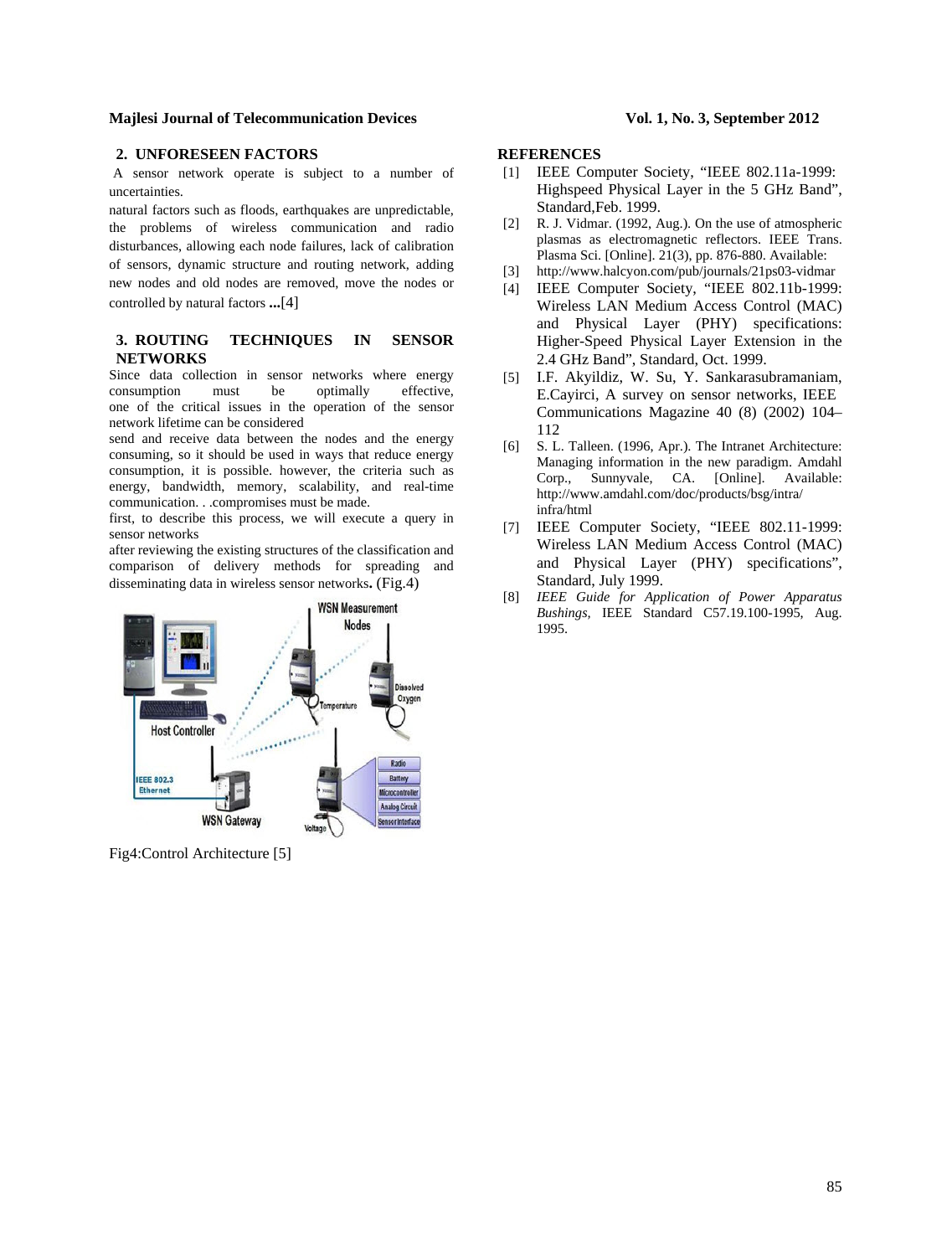## 2. UNFORESEEN FACTORS

A sensor network operate is subject to a number of uncertainties.

natural factors such as floods, earthquakes are unpredictable, the problems of wireless communication and radio disturbances, allowing each node failures, lack of calibration of sensors, dynamic structure and routing network, adding new nodes and old nodes are removed, move the nodes or controlled by natural factors **...**[4]

## 3. ROUTING TECHNIQUES IN SENSOR NETWORKS

Since data collection in sensor networks where energy consumption must be optimally effective, one of the critical issues in the operation of the sensor network lifetime can be considered

send and receive data between the nodes and the energy consuming, so it should be used in ways that reduce energy consumption, it is possible. however, the criteria such as energy, bandwidth, memory, scalability, and real-time communication. . .compromises must be made.

first, to describe this process, we will execute a query in sensor networks

after reviewing the existing structures of the classification and comparison of delivery methods for spreading and disseminating data in wireless sensor networks**.** (Fig.4)

WSN Measurement Nodes

Host Controller

IEEE 802.3 Ethernet

WSN Gateway

Temperature

Dissolved Oxygen

Voltage

Radio

Battery

Microcontroller

Analog Circuit

Sensor Interface

Fig4:Control Architecture [5]

## REFERENCES

[1] IEEE Computer Society, "IEEE 802.11a-1999: Highspeed Physical Layer in the 5 GHz Band", Standard,Feb. 1999.

[2] R. J. Vidmar. (1992, Aug.). On the use of atmospheric plasmas as electromagnetic reflectors. IEEE Trans. Plasma Sci. [Online]. 21(3), pp. 876-880. Available:

[3] http://www.halcyon.com/pub/journals/21ps03-vidmar

[4] IEEE Computer Society, "IEEE 802.11b-1999: Wireless LAN Medium Access Control (MAC) and Physical Layer (PHY) specifications: Higher-Speed Physical Layer Extension in the 2.4 GHz Band", Standard, Oct. 1999.

[5] I.F. Akyildiz, W. Su, Y. Sankarasubramaniam, E.Cayirci, A survey on sensor networks, IEEE Communications Magazine 40 (8) (2002) 104–112

[6] S. L. Talleen. (1996, Apr.). The Intranet Architecture: Managing information in the new paradigm. Amdahl Corp., Sunnyvale, CA. [Online]. Available: http://www.amdahl.com/doc/products/bsg/intra/infra/html

[7] IEEE Computer Society, "IEEE 802.11-1999: Wireless LAN Medium Access Control (MAC) and Physical Layer (PHY) specifications", Standard, July 1999.

[8] *IEEE Guide for Application of Power Apparatus Bushings*, IEEE Standard C57.19.100-1995, Aug. 1995.